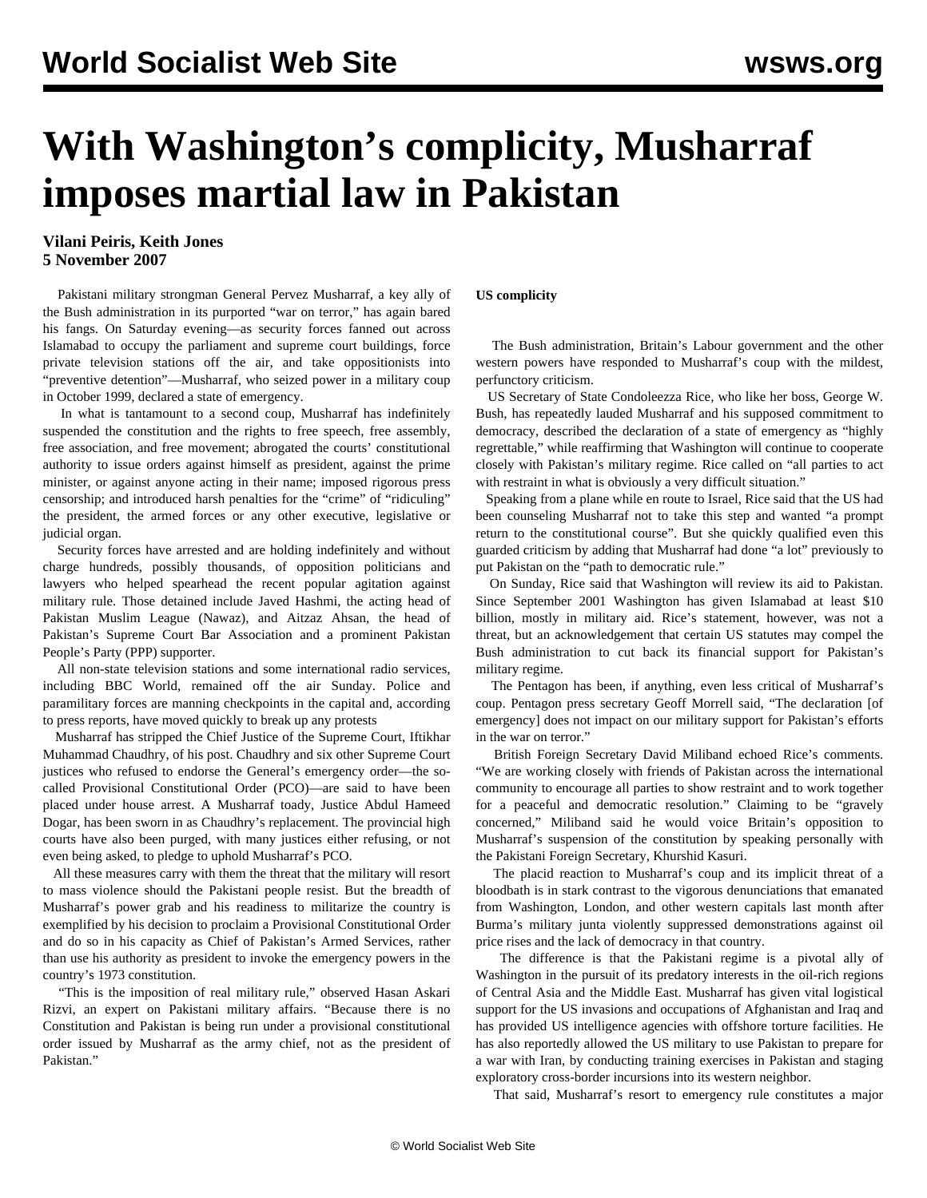# With Washington's complicity, Musharraf imposes martial law in Pakistan

**Vilani Peiris, Keith Jones**
**5 November 2007**

Pakistani military strongman General Pervez Musharraf, a key ally of the Bush administration in its purported "war on terror," has again bared his fangs. On Saturday evening—as security forces fanned out across Islamabad to occupy the parliament and supreme court buildings, force private television stations off the air, and take oppositionists into "preventive detention"—Musharraf, who seized power in a military coup in October 1999, declared a state of emergency.

In what is tantamount to a second coup, Musharraf has indefinitely suspended the constitution and the rights to free speech, free assembly, free association, and free movement; abrogated the courts' constitutional authority to issue orders against himself as president, against the prime minister, or against anyone acting in their name; imposed rigorous press censorship; and introduced harsh penalties for the "crime" of "ridiculing" the president, the armed forces or any other executive, legislative or judicial organ.

Security forces have arrested and are holding indefinitely and without charge hundreds, possibly thousands, of opposition politicians and lawyers who helped spearhead the recent popular agitation against military rule. Those detained include Javed Hashmi, the acting head of Pakistan Muslim League (Nawaz), and Aitzaz Ahsan, the head of Pakistan's Supreme Court Bar Association and a prominent Pakistan People's Party (PPP) supporter.

All non-state television stations and some international radio services, including BBC World, remained off the air Sunday. Police and paramilitary forces are manning checkpoints in the capital and, according to press reports, have moved quickly to break up any protests

Musharraf has stripped the Chief Justice of the Supreme Court, Iftikhar Muhammad Chaudhry, of his post. Chaudhry and six other Supreme Court justices who refused to endorse the General's emergency order—the so-called Provisional Constitutional Order (PCO)—are said to have been placed under house arrest. A Musharraf toady, Justice Abdul Hameed Dogar, has been sworn in as Chaudhry's replacement. The provincial high courts have also been purged, with many justices either refusing, or not even being asked, to pledge to uphold Musharraf's PCO.

All these measures carry with them the threat that the military will resort to mass violence should the Pakistani people resist. But the breadth of Musharraf's power grab and his readiness to militarize the country is exemplified by his decision to proclaim a Provisional Constitutional Order and do so in his capacity as Chief of Pakistan's Armed Services, rather than use his authority as president to invoke the emergency powers in the country's 1973 constitution.

"This is the imposition of real military rule," observed Hasan Askari Rizvi, an expert on Pakistani military affairs. "Because there is no Constitution and Pakistan is being run under a provisional constitutional order issued by Musharraf as the army chief, not as the president of Pakistan."

**US complicity**

The Bush administration, Britain's Labour government and the other western powers have responded to Musharraf's coup with the mildest, perfunctory criticism.

US Secretary of State Condoleezza Rice, who like her boss, George W. Bush, has repeatedly lauded Musharraf and his supposed commitment to democracy, described the declaration of a state of emergency as "highly regrettable," while reaffirming that Washington will continue to cooperate closely with Pakistan's military regime. Rice called on "all parties to act with restraint in what is obviously a very difficult situation."

Speaking from a plane while en route to Israel, Rice said that the US had been counseling Musharraf not to take this step and wanted "a prompt return to the constitutional course". But she quickly qualified even this guarded criticism by adding that Musharraf had done "a lot" previously to put Pakistan on the "path to democratic rule."

On Sunday, Rice said that Washington will review its aid to Pakistan. Since September 2001 Washington has given Islamabad at least $10 billion, mostly in military aid. Rice's statement, however, was not a threat, but an acknowledgement that certain US statutes may compel the Bush administration to cut back its financial support for Pakistan's military regime.

The Pentagon has been, if anything, even less critical of Musharraf's coup. Pentagon press secretary Geoff Morrell said, "The declaration [of emergency] does not impact on our military support for Pakistan's efforts in the war on terror."

British Foreign Secretary David Miliband echoed Rice's comments. "We are working closely with friends of Pakistan across the international community to encourage all parties to show restraint and to work together for a peaceful and democratic resolution." Claiming to be "gravely concerned," Miliband said he would voice Britain's opposition to Musharraf's suspension of the constitution by speaking personally with the Pakistani Foreign Secretary, Khurshid Kasuri.

The placid reaction to Musharraf's coup and its implicit threat of a bloodbath is in stark contrast to the vigorous denunciations that emanated from Washington, London, and other western capitals last month after Burma's military junta violently suppressed demonstrations against oil price rises and the lack of democracy in that country.

The difference is that the Pakistani regime is a pivotal ally of Washington in the pursuit of its predatory interests in the oil-rich regions of Central Asia and the Middle East. Musharraf has given vital logistical support for the US invasions and occupations of Afghanistan and Iraq and has provided US intelligence agencies with offshore torture facilities. He has also reportedly allowed the US military to use Pakistan to prepare for a war with Iran, by conducting training exercises in Pakistan and staging exploratory cross-border incursions into its western neighbor.

That said, Musharraf's resort to emergency rule constitutes a major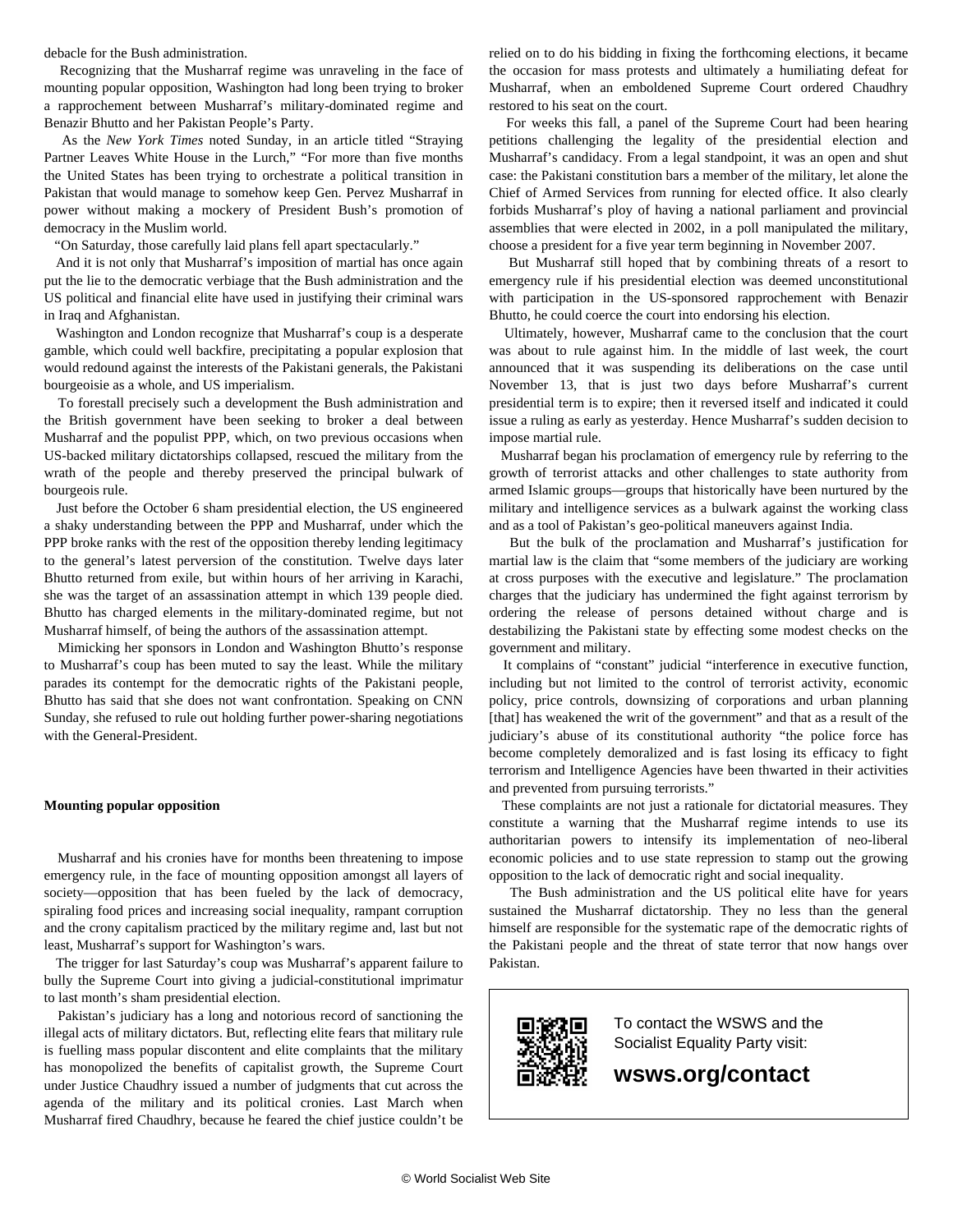debacle for the Bush administration.

Recognizing that the Musharraf regime was unraveling in the face of mounting popular opposition, Washington had long been trying to broker a rapprochement between Musharraf's military-dominated regime and Benazir Bhutto and her Pakistan People's Party.

As the *New York Times* noted Sunday, in an article titled "Straying Partner Leaves White House in the Lurch," "For more than five months the United States has been trying to orchestrate a political transition in Pakistan that would manage to somehow keep Gen. Pervez Musharraf in power without making a mockery of President Bush's promotion of democracy in the Muslim world.

"On Saturday, those carefully laid plans fell apart spectacularly."

And it is not only that Musharraf's imposition of martial has once again put the lie to the democratic verbiage that the Bush administration and the US political and financial elite have used in justifying their criminal wars in Iraq and Afghanistan.

Washington and London recognize that Musharraf's coup is a desperate gamble, which could well backfire, precipitating a popular explosion that would redound against the interests of the Pakistani generals, the Pakistani bourgeoisie as a whole, and US imperialism.

To forestall precisely such a development the Bush administration and the British government have been seeking to broker a deal between Musharraf and the populist PPP, which, on two previous occasions when US-backed military dictatorships collapsed, rescued the military from the wrath of the people and thereby preserved the principal bulwark of bourgeois rule.

Just before the October 6 sham presidential election, the US engineered a shaky understanding between the PPP and Musharraf, under which the PPP broke ranks with the rest of the opposition thereby lending legitimacy to the general's latest perversion of the constitution. Twelve days later Bhutto returned from exile, but within hours of her arriving in Karachi, she was the target of an assassination attempt in which 139 people died. Bhutto has charged elements in the military-dominated regime, but not Musharraf himself, of being the authors of the assassination attempt.

Mimicking her sponsors in London and Washington Bhutto's response to Musharraf's coup has been muted to say the least. While the military parades its contempt for the democratic rights of the Pakistani people, Bhutto has said that she does not want confrontation. Speaking on CNN Sunday, she refused to rule out holding further power-sharing negotiations with the General-President.

**Mounting popular opposition**

Musharraf and his cronies have for months been threatening to impose emergency rule, in the face of mounting opposition amongst all layers of society—opposition that has been fueled by the lack of democracy, spiraling food prices and increasing social inequality, rampant corruption and the crony capitalism practiced by the military regime and, last but not least, Musharraf's support for Washington's wars.

The trigger for last Saturday's coup was Musharraf's apparent failure to bully the Supreme Court into giving a judicial-constitutional imprimatur to last month's sham presidential election.

Pakistan's judiciary has a long and notorious record of sanctioning the illegal acts of military dictators. But, reflecting elite fears that military rule is fuelling mass popular discontent and elite complaints that the military has monopolized the benefits of capitalist growth, the Supreme Court under Justice Chaudhry issued a number of judgments that cut across the agenda of the military and its political cronies. Last March when Musharraf fired Chaudhry, because he feared the chief justice couldn't be relied on to do his bidding in fixing the forthcoming elections, it became the occasion for mass protests and ultimately a humiliating defeat for Musharraf, when an emboldened Supreme Court ordered Chaudhry restored to his seat on the court.

For weeks this fall, a panel of the Supreme Court had been hearing petitions challenging the legality of the presidential election and Musharraf's candidacy. From a legal standpoint, it was an open and shut case: the Pakistani constitution bars a member of the military, let alone the Chief of Armed Services from running for elected office. It also clearly forbids Musharraf's ploy of having a national parliament and provincial assemblies that were elected in 2002, in a poll manipulated the military, choose a president for a five year term beginning in November 2007.

But Musharraf still hoped that by combining threats of a resort to emergency rule if his presidential election was deemed unconstitutional with participation in the US-sponsored rapprochement with Benazir Bhutto, he could coerce the court into endorsing his election.

Ultimately, however, Musharraf came to the conclusion that the court was about to rule against him. In the middle of last week, the court announced that it was suspending its deliberations on the case until November 13, that is just two days before Musharraf's current presidential term is to expire; then it reversed itself and indicated it could issue a ruling as early as yesterday. Hence Musharraf's sudden decision to impose martial rule.

Musharraf began his proclamation of emergency rule by referring to the growth of terrorist attacks and other challenges to state authority from armed Islamic groups—groups that historically have been nurtured by the military and intelligence services as a bulwark against the working class and as a tool of Pakistan's geo-political maneuvers against India.

But the bulk of the proclamation and Musharraf's justification for martial law is the claim that "some members of the judiciary are working at cross purposes with the executive and legislature." The proclamation charges that the judiciary has undermined the fight against terrorism by ordering the release of persons detained without charge and is destabilizing the Pakistani state by effecting some modest checks on the government and military.

It complains of "constant" judicial "interference in executive function, including but not limited to the control of terrorist activity, economic policy, price controls, downsizing of corporations and urban planning [that] has weakened the writ of the government" and that as a result of the judiciary's abuse of its constitutional authority "the police force has become completely demoralized and is fast losing its efficacy to fight terrorism and Intelligence Agencies have been thwarted in their activities and prevented from pursuing terrorists."

These complaints are not just a rationale for dictatorial measures. They constitute a warning that the Musharraf regime intends to use its authoritarian powers to intensify its implementation of neo-liberal economic policies and to use state repression to stamp out the growing opposition to the lack of democratic right and social inequality.

The Bush administration and the US political elite have for years sustained the Musharraf dictatorship. They no less than the general himself are responsible for the systematic rape of the democratic rights of the Pakistani people and the threat of state terror that now hangs over Pakistan.

To contact the WSWS and the Socialist Equality Party visit:

**wsws.org/contact**